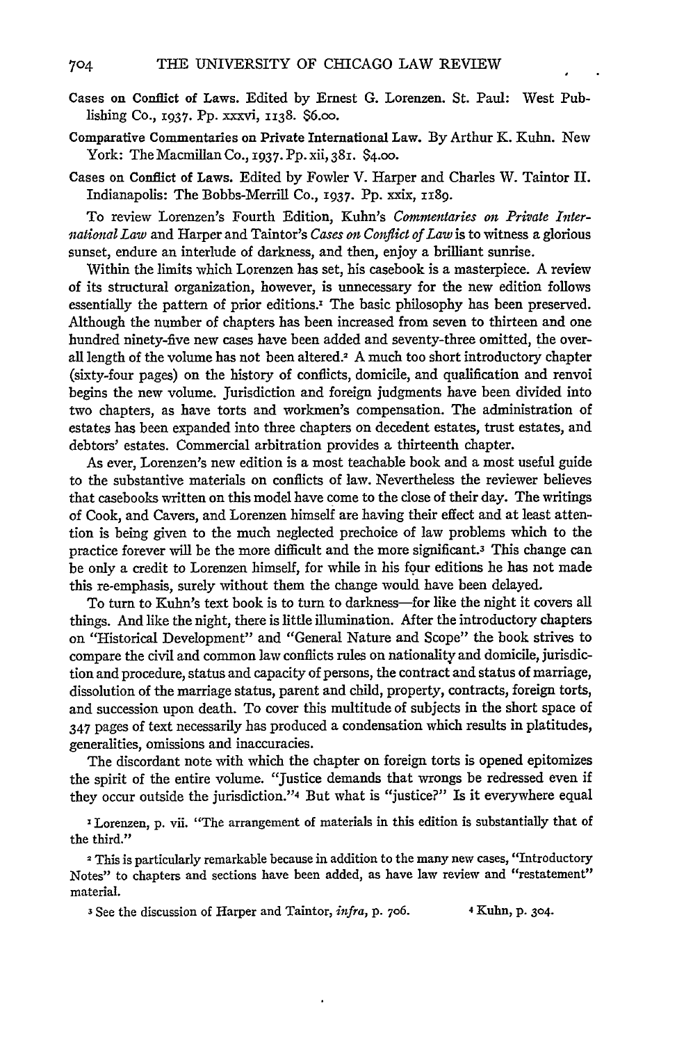Cases on Conflict of Laws. Edited by Ernest G. Lorenzen. St. Paul: West Publishing Co., 1937. Pp. xxxvi, 1138. $6.00.

Comparative Commentaries on Private International Law. By Arthur K. Kuhn. New York: The Macmillan Co., 1937. Pp. xii, 381. $4.00.

Cases on Conflict of Laws. Edited by Fowler V. Harper and Charles W. Taintor II. Indianapolis: The Bobbs-Merrill Co., 1937. Pp. xxix, 1189.

To review Lorenzen's Fourth Edition, Kuhn's *Commentaries on Private International Law* and Harper and Taintor's *Cases on Conflict of Law* is to witness a glorious sunset, endure an interlude of darkness, and then, enjoy a brilliant sunrise.

Within the limits which Lorenzen has set, his casebook is a masterpiece. A review of its structural organization, however, is unnecessary for the new edition follows essentially the pattern of prior editions.[1] The basic philosophy has been preserved. Although the number of chapters has been increased from seven to thirteen and one hundred ninety-five new cases have been added and seventy-three omitted, the overall length of the volume has not been altered.[2] A much too short introductory chapter (sixty-four pages) on the history of conflicts, domicile, and qualification and renvoi begins the new volume. Jurisdiction and foreign judgments have been divided into two chapters, as have torts and workmen's compensation. The administration of estates has been expanded into three chapters on decedent estates, trust estates, and debtors' estates. Commercial arbitration provides a thirteenth chapter.

As ever, Lorenzen's new edition is a most teachable book and a most useful guide to the substantive materials on conflicts of law. Nevertheless the reviewer believes that casebooks written on this model have come to the close of their day. The writings of Cook, and Cavers, and Lorenzen himself are having their effect and at least attention is being given to the much neglected prechoice of law problems which to the practice forever will be the more difficult and the more significant.[3] This change can be only a credit to Lorenzen himself, for while in his four editions he has not made this re-emphasis, surely without them the change would have been delayed.

To turn to Kuhn's text book is to turn to darkness—for like the night it covers all things. And like the night, there is little illumination. After the introductory chapters on "Historical Development" and "General Nature and Scope" the book strives to compare the civil and common law conflicts rules on nationality and domicile, jurisdiction and procedure, status and capacity of persons, the contract and status of marriage, dissolution of the marriage status, parent and child, property, contracts, foreign torts, and succession upon death. To cover this multitude of subjects in the short space of 347 pages of text necessarily has produced a condensation which results in platitudes, generalities, omissions and inaccuracies.

The discordant note with which the chapter on foreign torts is opened epitomizes the spirit of the entire volume. "Justice demands that wrongs be redressed even if they occur outside the jurisdiction."[4] But what is "justice?" Is it everywhere equal

[1] Lorenzen, p. vii. "The arrangement of materials in this edition is substantially that of the third."

[2] This is particularly remarkable because in addition to the many new cases, "Introductory Notes" to chapters and sections have been added, as have law review and "restatement" material.

[3] See the discussion of Harper and Taintor, *infra*, p. 706.

[4] Kuhn, p. 304.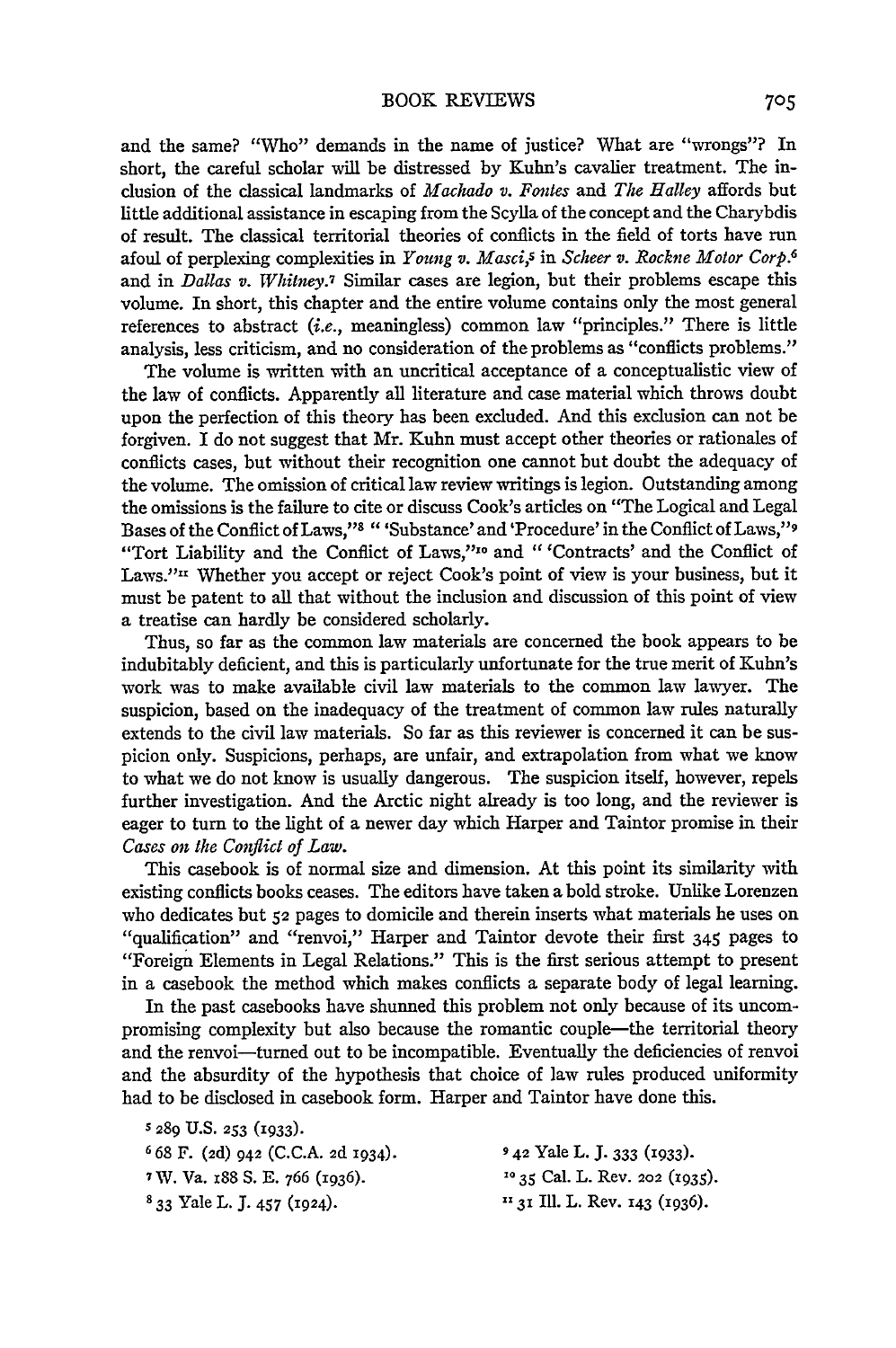and the same? "Who" demands in the name of justice? What are "wrongs"? In short, the careful scholar will be distressed by Kuhn's cavalier treatment. The inclusion of the classical landmarks of *Machado v. Fontes* and *The Halley* affords but little additional assistance in escaping from the Scylla of the concept and the Charybdis of result. The classical territorial theories of conflicts in the field of torts have run afoul of perplexing complexities in *Young v. Masci*,[5] in *Scheer v. Rockne Motor Corp.*[6] and in *Dallas v. Whitney*.[7] Similar cases are legion, but their problems escape this volume. In short, this chapter and the entire volume contains only the most general references to abstract (*i.e.*, meaningless) common law "principles." There is little analysis, less criticism, and no consideration of the problems as "conflicts problems."

The volume is written with an uncritical acceptance of a conceptualistic view of the law of conflicts. Apparently all literature and case material which throws doubt upon the perfection of this theory has been excluded. And this exclusion can not be forgiven. I do not suggest that Mr. Kuhn must accept other theories or rationales of conflicts cases, but without their recognition one cannot but doubt the adequacy of the volume. The omission of critical law review writings is legion. Outstanding among the omissions is the failure to cite or discuss Cook's articles on "The Logical and Legal Bases of the Conflict of Laws,"[8] " 'Substance' and 'Procedure' in the Conflict of Laws,"[9] "Tort Liability and the Conflict of Laws,"[10] and " 'Contracts' and the Conflict of Laws."[11] Whether you accept or reject Cook's point of view is your business, but it must be patent to all that without the inclusion and discussion of this point of view a treatise can hardly be considered scholarly.

Thus, so far as the common law materials are concerned the book appears to be indubitably deficient, and this is particularly unfortunate for the true merit of Kuhn's work was to make available civil law materials to the common law lawyer. The suspicion, based on the inadequacy of the treatment of common law rules naturally extends to the civil law materials. So far as this reviewer is concerned it can be suspicion only. Suspicions, perhaps, are unfair, and extrapolation from what we know to what we do not know is usually dangerous. The suspicion itself, however, repels further investigation. And the Arctic night already is too long, and the reviewer is eager to turn to the light of a newer day which Harper and Taintor promise in their *Cases on the Conflict of Law*.

This casebook is of normal size and dimension. At this point its similarity with existing conflicts books ceases. The editors have taken a bold stroke. Unlike Lorenzen who dedicates but 52 pages to domicile and therein inserts what materials he uses on "qualification" and "renvoi," Harper and Taintor devote their first 345 pages to "Foreign Elements in Legal Relations." This is the first serious attempt to present in a casebook the method which makes conflicts a separate body of legal learning.

In the past casebooks have shunned this problem not only because of its uncompromising complexity but also because the romantic couple—the territorial theory and the renvoi—turned out to be incompatible. Eventually the deficiencies of renvoi and the absurdity of the hypothesis that choice of law rules produced uniformity had to be disclosed in casebook form. Harper and Taintor have done this.

[5] 289 U.S. 253 (1933).

[6] 68 F. (2d) 942 (C.C.A. 2d 1934).

[7] W. Va. 188 S. E. 766 (1936).

[8] 33 Yale L. J. 457 (1924).

[9] 42 Yale L. J. 333 (1933).

[10] 35 Cal. L. Rev. 202 (1935).

[11] 31 Ill. L. Rev. 143 (1936).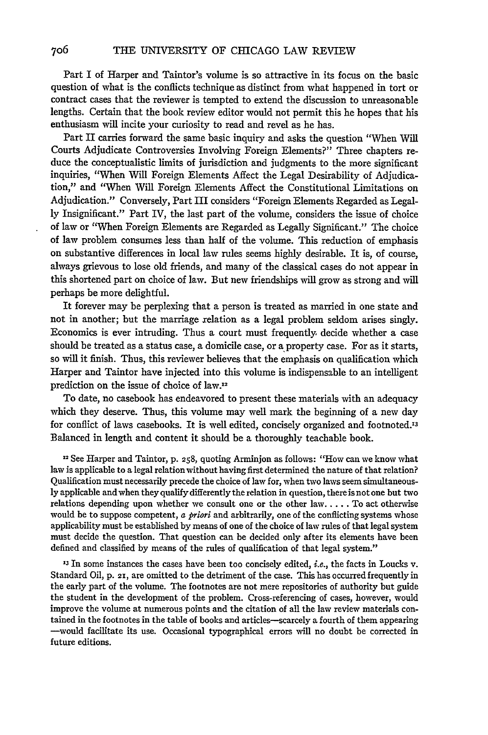Part I of Harper and Taintor's volume is so attractive in its focus on the basic question of what is the conflicts technique as distinct from what happened in tort or contract cases that the reviewer is tempted to extend the discussion to unreasonable lengths. Certain that the book review editor would not permit this he hopes that his enthusiasm will incite your curiosity to read and revel as he has.

Part II carries forward the same basic inquiry and asks the question "When Will Courts Adjudicate Controversies Involving Foreign Elements?" Three chapters reduce the conceptualistic limits of jurisdiction and judgments to the more significant inquiries, "When Will Foreign Elements Affect the Legal Desirability of Adjudication," and "When Will Foreign Elements Affect the Constitutional Limitations on Adjudication." Conversely, Part III considers "Foreign Elements Regarded as Legally Insignificant." Part IV, the last part of the volume, considers the issue of choice of law or "When Foreign Elements are Regarded as Legally Significant." The choice of law problem consumes less than half of the volume. This reduction of emphasis on substantive differences in local law rules seems highly desirable. It is, of course, always grievous to lose old friends, and many of the classical cases do not appear in this shortened part on choice of law. But new friendships will grow as strong and will perhaps be more delightful.

It forever may be perplexing that a person is treated as married in one state and not in another; but the marriage relation as a legal problem seldom arises singly. Economics is ever intruding. Thus a court must frequently decide whether a case should be treated as a status case, a domicile case, or a property case. For as it starts, so will it finish. Thus, this reviewer believes that the emphasis on qualification which Harper and Taintor have injected into this volume is indispensable to an intelligent prediction on the issue of choice of law.[12]

To date, no casebook has endeavored to present these materials with an adequacy which they deserve. Thus, this volume may well mark the beginning of a new day for conflict of laws casebooks. It is well edited, concisely organized and footnoted.[13] Balanced in length and content it should be a thoroughly teachable book.

[12] See Harper and Taintor, p. 258, quoting Arminjon as follows: "How can we know what law is applicable to a legal relation without having first determined the nature of that relation? Qualification must necessarily precede the choice of law for, when two laws seem simultaneously applicable and when they qualify differently the relation in question, there is not one but two relations depending upon whether we consult one or the other law. . . . . To act otherwise would be to suppose competent, *a priori* and arbitrarily, one of the conflicting systems whose applicability must be established by means of one of the choice of law rules of that legal system must decide the question. That question can be decided only after its elements have been defined and classified by means of the rules of qualification of that legal system."

[13] In some instances the cases have been too concisely edited, *i.e.*, the facts in Loucks v. Standard Oil, p. 21, are omitted to the detriment of the case. This has occurred frequently in the early part of the volume. The footnotes are not mere repositories of authority but guide the student in the development of the problem. Cross-referencing of cases, however, would improve the volume at numerous points and the citation of all the law review materials contained in the footnotes in the table of books and articles—scarcely a fourth of them appearing—would facilitate its use. Occasional typographical errors will no doubt be corrected in future editions.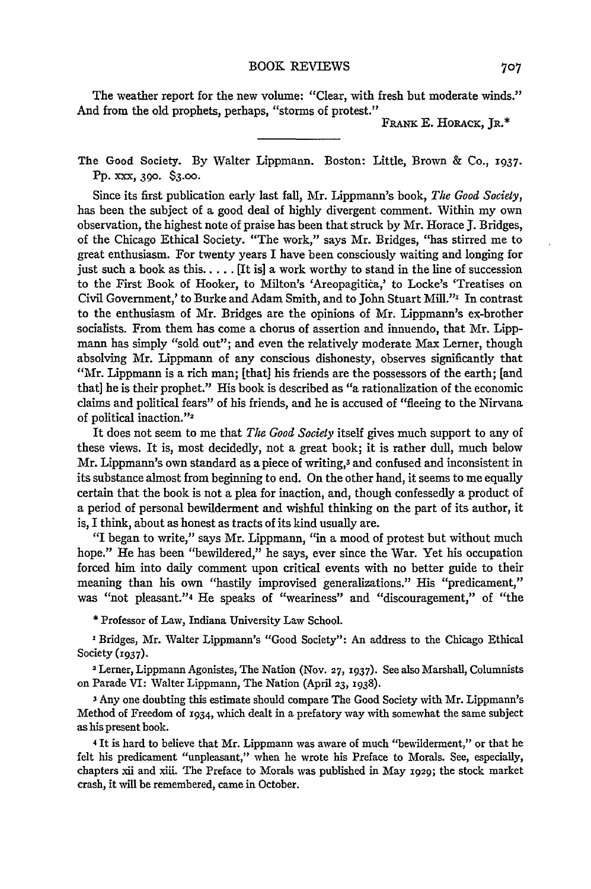The weather report for the new volume: "Clear, with fresh but moderate winds." And from the old prophets, perhaps, "storms of protest."

FRANK E. HORACK, JR.*

---

The Good Society. By Walter Lippmann. Boston: Little, Brown & Co., 1937. Pp. xxx, 390. $3.00.

Since its first publication early last fall, Mr. Lippmann's book, *The Good Society*, has been the subject of a good deal of highly divergent comment. Within my own observation, the highest note of praise has been that struck by Mr. Horace J. Bridges, of the Chicago Ethical Society. "The work," says Mr. Bridges, "has stirred me to great enthusiasm. For twenty years I have been consciously waiting and longing for just such a book as this. . . . . [It is] a work worthy to stand in the line of succession to the First Book of Hooker, to Milton's 'Areopagitica,' to Locke's 'Treatises on Civil Government,' to Burke and Adam Smith, and to John Stuart Mill."[1] In contrast to the enthusiasm of Mr. Bridges are the opinions of Mr. Lippmann's ex-brother socialists. From them has come a chorus of assertion and innuendo, that Mr. Lippmann has simply "sold out"; and even the relatively moderate Max Lerner, though absolving Mr. Lippmann of any conscious dishonesty, observes significantly that "Mr. Lippmann is a rich man; [that] his friends are the possessors of the earth; [and that] he is their prophet." His book is described as "a rationalization of the economic claims and political fears" of his friends, and he is accused of "fleeing to the Nirvana of political inaction."[2]

It does not seem to me that *The Good Society* itself gives much support to any of these views. It is, most decidedly, not a great book; it is rather dull, much below Mr. Lippmann's own standard as a piece of writing,[3] and confused and inconsistent in its substance almost from beginning to end. On the other hand, it seems to me equally certain that the book is not a plea for inaction, and, though confessedly a product of a period of personal bewilderment and wishful thinking on the part of its author, it is, I think, about as honest as tracts of its kind usually are.

"I began to write," says Mr. Lippmann, "in a mood of protest but without much hope." He has been "bewildered," he says, ever since the War. Yet his occupation forced him into daily comment upon critical events with no better guide to their meaning than his own "hastily improvised generalizations." His "predicament," was "not pleasant."[4] He speaks of "weariness" and "discouragement," of "the

---

\* Professor of Law, Indiana University Law School.

[1] Bridges, Mr. Walter Lippmann's "Good Society": An address to the Chicago Ethical Society (1937).

[2] Lerner, Lippmann Agonistes, The Nation (Nov. 27, 1937). See also Marshall, Columnists on Parade VI: Walter Lippmann, The Nation (April 23, 1938).

[3] Any one doubting this estimate should compare The Good Society with Mr. Lippmann's Method of Freedom of 1934, which dealt in a prefatory way with somewhat the same subject as his present book.

[4] It is hard to believe that Mr. Lippmann was aware of much "bewilderment," or that he felt his predicament "unpleasant," when he wrote his Preface to Morals. See, especially, chapters xii and xiii. The Preface to Morals was published in May 1929; the stock market crash, it will be remembered, came in October.